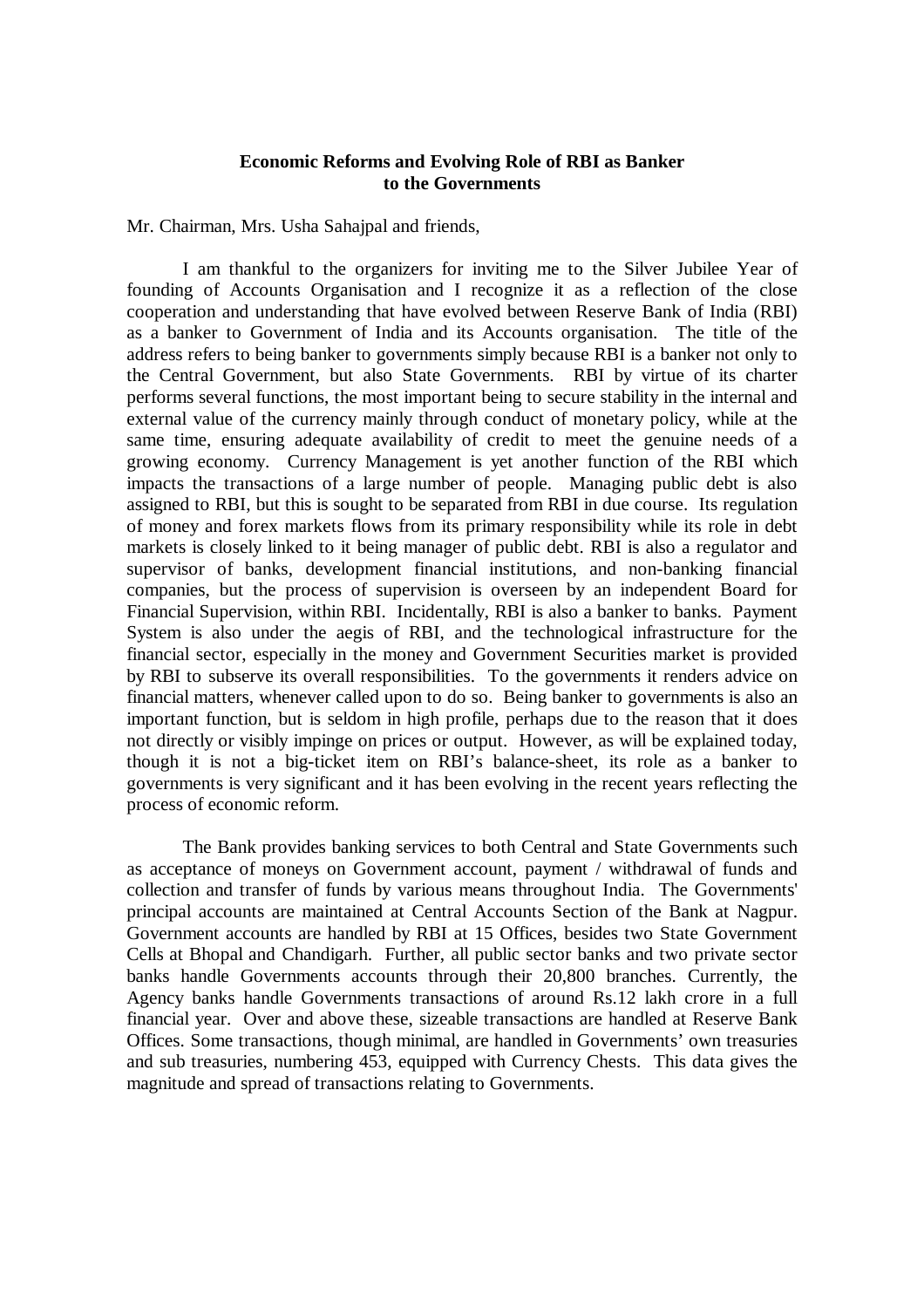# Economic Reforms and Evolving Role of RBI as Banker to the Governments

Mr. Chairman, Mrs. Usha Sahajpal and friends,

I am thankful to the organizers for inviting me to the Silver Jubilee Year of founding of Accounts Organisation and I recognize it as a reflection of the close cooperation and understanding that have evolved between Reserve Bank of India (RBI) as a banker to Government of India and its Accounts organisation. The title of the address refers to being banker to governments simply because RBI is a banker not only to the Central Government, but also State Governments. RBI by virtue of its charter performs several functions, the most important being to secure stability in the internal and external value of the currency mainly through conduct of monetary policy, while at the same time, ensuring adequate availability of credit to meet the genuine needs of a growing economy. Currency Management is yet another function of the RBI which impacts the transactions of a large number of people. Managing public debt is also assigned to RBI, but this is sought to be separated from RBI in due course. Its regulation of money and forex markets flows from its primary responsibility while its role in debt markets is closely linked to it being manager of public debt. RBI is also a regulator and supervisor of banks, development financial institutions, and non-banking financial companies, but the process of supervision is overseen by an independent Board for Financial Supervision, within RBI. Incidentally, RBI is also a banker to banks. Payment System is also under the aegis of RBI, and the technological infrastructure for the financial sector, especially in the money and Government Securities market is provided by RBI to subserve its overall responsibilities. To the governments it renders advice on financial matters, whenever called upon to do so. Being banker to governments is also an important function, but is seldom in high profile, perhaps due to the reason that it does not directly or visibly impinge on prices or output. However, as will be explained today, though it is not a big-ticket item on RBI's balance-sheet, its role as a banker to governments is very significant and it has been evolving in the recent years reflecting the process of economic reform.

The Bank provides banking services to both Central and State Governments such as acceptance of moneys on Government account, payment / withdrawal of funds and collection and transfer of funds by various means throughout India. The Governments' principal accounts are maintained at Central Accounts Section of the Bank at Nagpur. Government accounts are handled by RBI at 15 Offices, besides two State Government Cells at Bhopal and Chandigarh. Further, all public sector banks and two private sector banks handle Governments accounts through their 20,800 branches. Currently, the Agency banks handle Governments transactions of around Rs.12 lakh crore in a full financial year. Over and above these, sizeable transactions are handled at Reserve Bank Offices. Some transactions, though minimal, are handled in Governments' own treasuries and sub treasuries, numbering 453, equipped with Currency Chests. This data gives the magnitude and spread of transactions relating to Governments.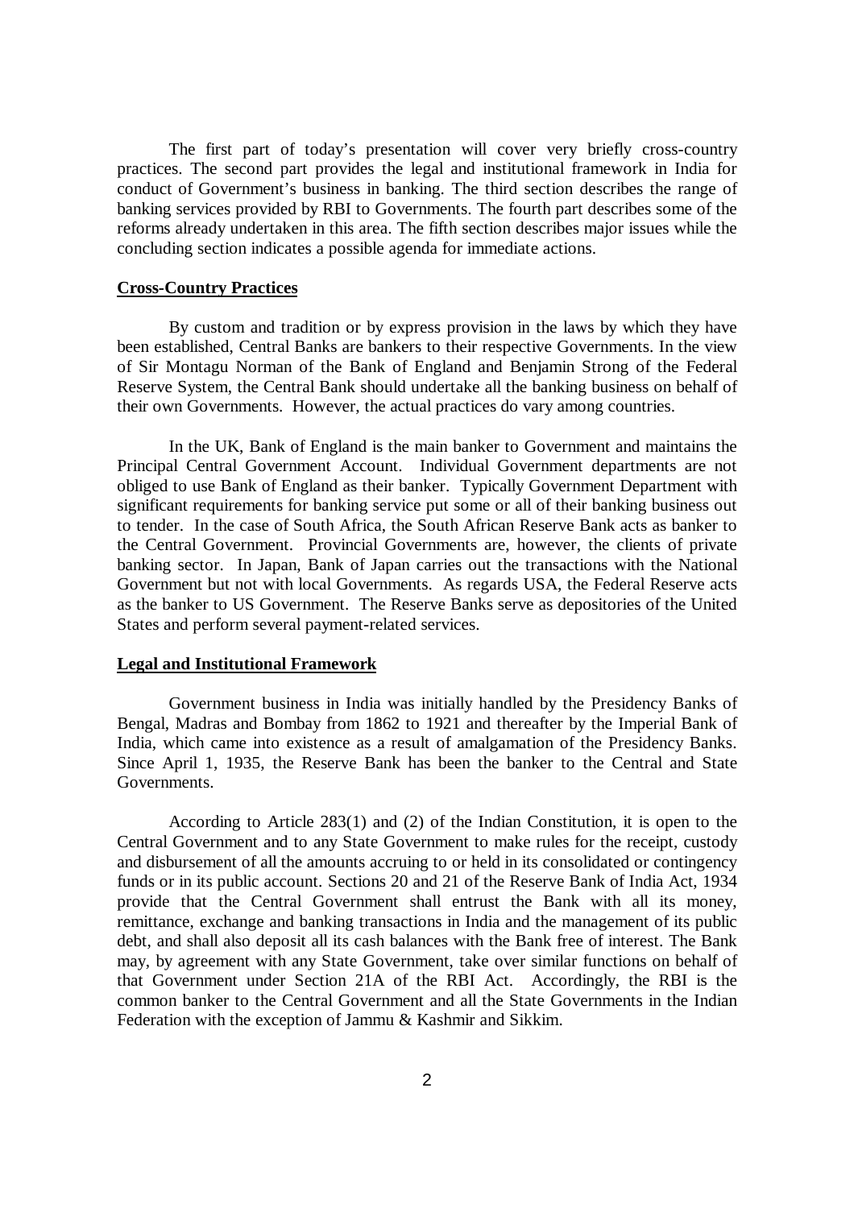The first part of today's presentation will cover very briefly cross-country practices. The second part provides the legal and institutional framework in India for conduct of Government's business in banking. The third section describes the range of banking services provided by RBI to Governments. The fourth part describes some of the reforms already undertaken in this area. The fifth section describes major issues while the concluding section indicates a possible agenda for immediate actions.

## Cross-Country Practices

By custom and tradition or by express provision in the laws by which they have been established, Central Banks are bankers to their respective Governments. In the view of Sir Montagu Norman of the Bank of England and Benjamin Strong of the Federal Reserve System, the Central Bank should undertake all the banking business on behalf of their own Governments. However, the actual practices do vary among countries.

In the UK, Bank of England is the main banker to Government and maintains the Principal Central Government Account. Individual Government departments are not obliged to use Bank of England as their banker. Typically Government Department with significant requirements for banking service put some or all of their banking business out to tender. In the case of South Africa, the South African Reserve Bank acts as banker to the Central Government. Provincial Governments are, however, the clients of private banking sector. In Japan, Bank of Japan carries out the transactions with the National Government but not with local Governments. As regards USA, the Federal Reserve acts as the banker to US Government. The Reserve Banks serve as depositories of the United States and perform several payment-related services.

## Legal and Institutional Framework

Government business in India was initially handled by the Presidency Banks of Bengal, Madras and Bombay from 1862 to 1921 and thereafter by the Imperial Bank of India, which came into existence as a result of amalgamation of the Presidency Banks. Since April 1, 1935, the Reserve Bank has been the banker to the Central and State Governments.

According to Article 283(1) and (2) of the Indian Constitution, it is open to the Central Government and to any State Government to make rules for the receipt, custody and disbursement of all the amounts accruing to or held in its consolidated or contingency funds or in its public account. Sections 20 and 21 of the Reserve Bank of India Act, 1934 provide that the Central Government shall entrust the Bank with all its money, remittance, exchange and banking transactions in India and the management of its public debt, and shall also deposit all its cash balances with the Bank free of interest. The Bank may, by agreement with any State Government, take over similar functions on behalf of that Government under Section 21A of the RBI Act. Accordingly, the RBI is the common banker to the Central Government and all the State Governments in the Indian Federation with the exception of Jammu & Kashmir and Sikkim.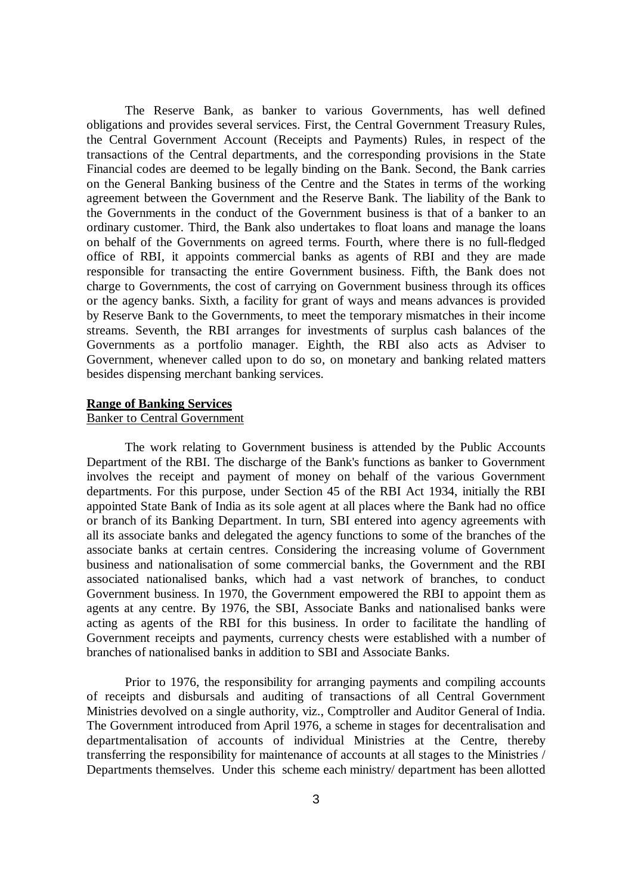The Reserve Bank, as banker to various Governments, has well defined obligations and provides several services. First, the Central Government Treasury Rules, the Central Government Account (Receipts and Payments) Rules, in respect of the transactions of the Central departments, and the corresponding provisions in the State Financial codes are deemed to be legally binding on the Bank. Second, the Bank carries on the General Banking business of the Centre and the States in terms of the working agreement between the Government and the Reserve Bank. The liability of the Bank to the Governments in the conduct of the Government business is that of a banker to an ordinary customer. Third, the Bank also undertakes to float loans and manage the loans on behalf of the Governments on agreed terms. Fourth, where there is no full-fledged office of RBI, it appoints commercial banks as agents of RBI and they are made responsible for transacting the entire Government business. Fifth, the Bank does not charge to Governments, the cost of carrying on Government business through its offices or the agency banks. Sixth, a facility for grant of ways and means advances is provided by Reserve Bank to the Governments, to meet the temporary mismatches in their income streams. Seventh, the RBI arranges for investments of surplus cash balances of the Governments as a portfolio manager. Eighth, the RBI also acts as Adviser to Government, whenever called upon to do so, on monetary and banking related matters besides dispensing merchant banking services.

## Range of Banking Services

### Banker to Central Government

The work relating to Government business is attended by the Public Accounts Department of the RBI. The discharge of the Bank's functions as banker to Government involves the receipt and payment of money on behalf of the various Government departments. For this purpose, under Section 45 of the RBI Act 1934, initially the RBI appointed State Bank of India as its sole agent at all places where the Bank had no office or branch of its Banking Department. In turn, SBI entered into agency agreements with all its associate banks and delegated the agency functions to some of the branches of the associate banks at certain centres. Considering the increasing volume of Government business and nationalisation of some commercial banks, the Government and the RBI associated nationalised banks, which had a vast network of branches, to conduct Government business. In 1970, the Government empowered the RBI to appoint them as agents at any centre. By 1976, the SBI, Associate Banks and nationalised banks were acting as agents of the RBI for this business. In order to facilitate the handling of Government receipts and payments, currency chests were established with a number of branches of nationalised banks in addition to SBI and Associate Banks.

Prior to 1976, the responsibility for arranging payments and compiling accounts of receipts and disbursals and auditing of transactions of all Central Government Ministries devolved on a single authority, viz., Comptroller and Auditor General of India. The Government introduced from April 1976, a scheme in stages for decentralisation and departmentalisation of accounts of individual Ministries at the Centre, thereby transferring the responsibility for maintenance of accounts at all stages to the Ministries / Departments themselves. Under this scheme each ministry/ department has been allotted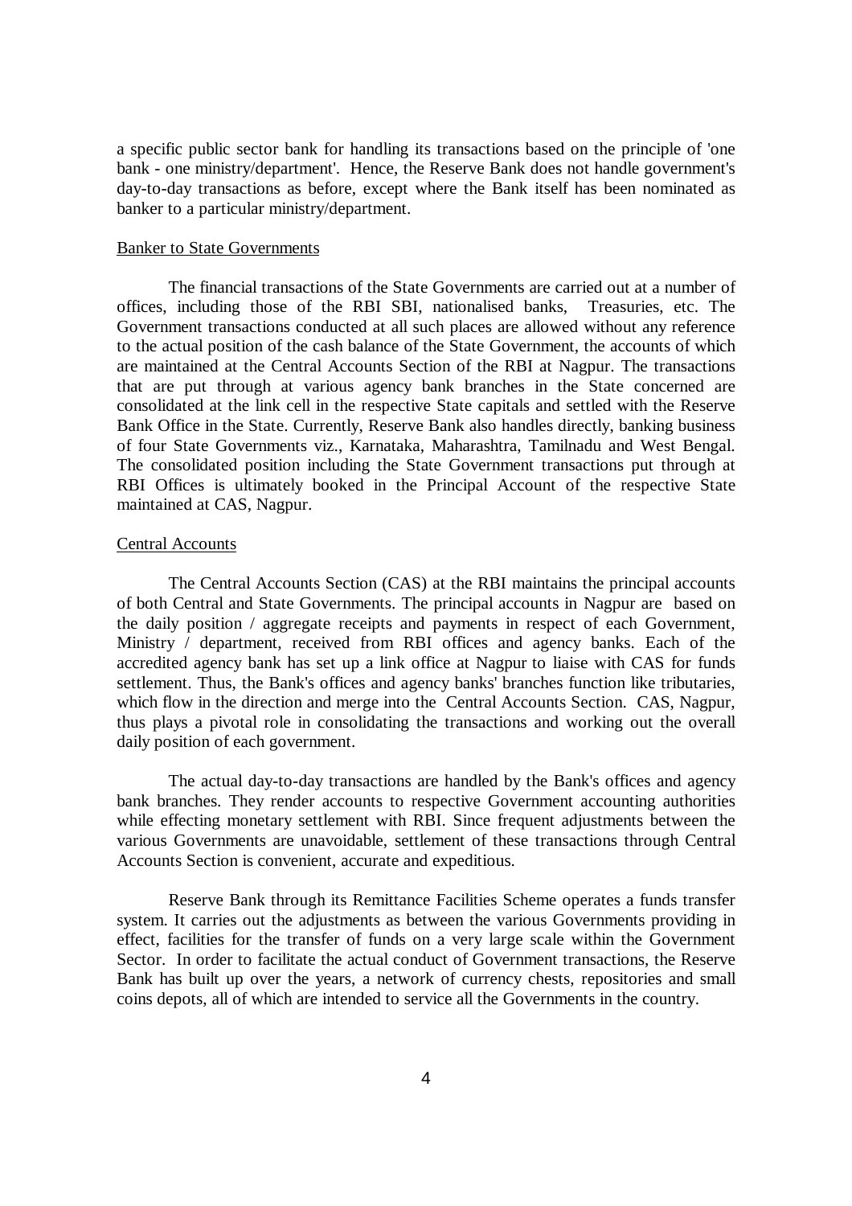a specific public sector bank for handling its transactions based on the principle of 'one bank - one ministry/department'. Hence, the Reserve Bank does not handle government's day-to-day transactions as before, except where the Bank itself has been nominated as banker to a particular ministry/department.

## Banker to State Governments

The financial transactions of the State Governments are carried out at a number of offices, including those of the RBI SBI, nationalised banks, Treasuries, etc. The Government transactions conducted at all such places are allowed without any reference to the actual position of the cash balance of the State Government, the accounts of which are maintained at the Central Accounts Section of the RBI at Nagpur. The transactions that are put through at various agency bank branches in the State concerned are consolidated at the link cell in the respective State capitals and settled with the Reserve Bank Office in the State. Currently, Reserve Bank also handles directly, banking business of four State Governments viz., Karnataka, Maharashtra, Tamilnadu and West Bengal. The consolidated position including the State Government transactions put through at RBI Offices is ultimately booked in the Principal Account of the respective State maintained at CAS, Nagpur.

## Central Accounts

The Central Accounts Section (CAS) at the RBI maintains the principal accounts of both Central and State Governments. The principal accounts in Nagpur are based on the daily position / aggregate receipts and payments in respect of each Government, Ministry / department, received from RBI offices and agency banks. Each of the accredited agency bank has set up a link office at Nagpur to liaise with CAS for funds settlement. Thus, the Bank's offices and agency banks' branches function like tributaries, which flow in the direction and merge into the Central Accounts Section. CAS, Nagpur, thus plays a pivotal role in consolidating the transactions and working out the overall daily position of each government.

The actual day-to-day transactions are handled by the Bank's offices and agency bank branches. They render accounts to respective Government accounting authorities while effecting monetary settlement with RBI. Since frequent adjustments between the various Governments are unavoidable, settlement of these transactions through Central Accounts Section is convenient, accurate and expeditious.

Reserve Bank through its Remittance Facilities Scheme operates a funds transfer system. It carries out the adjustments as between the various Governments providing in effect, facilities for the transfer of funds on a very large scale within the Government Sector. In order to facilitate the actual conduct of Government transactions, the Reserve Bank has built up over the years, a network of currency chests, repositories and small coins depots, all of which are intended to service all the Governments in the country.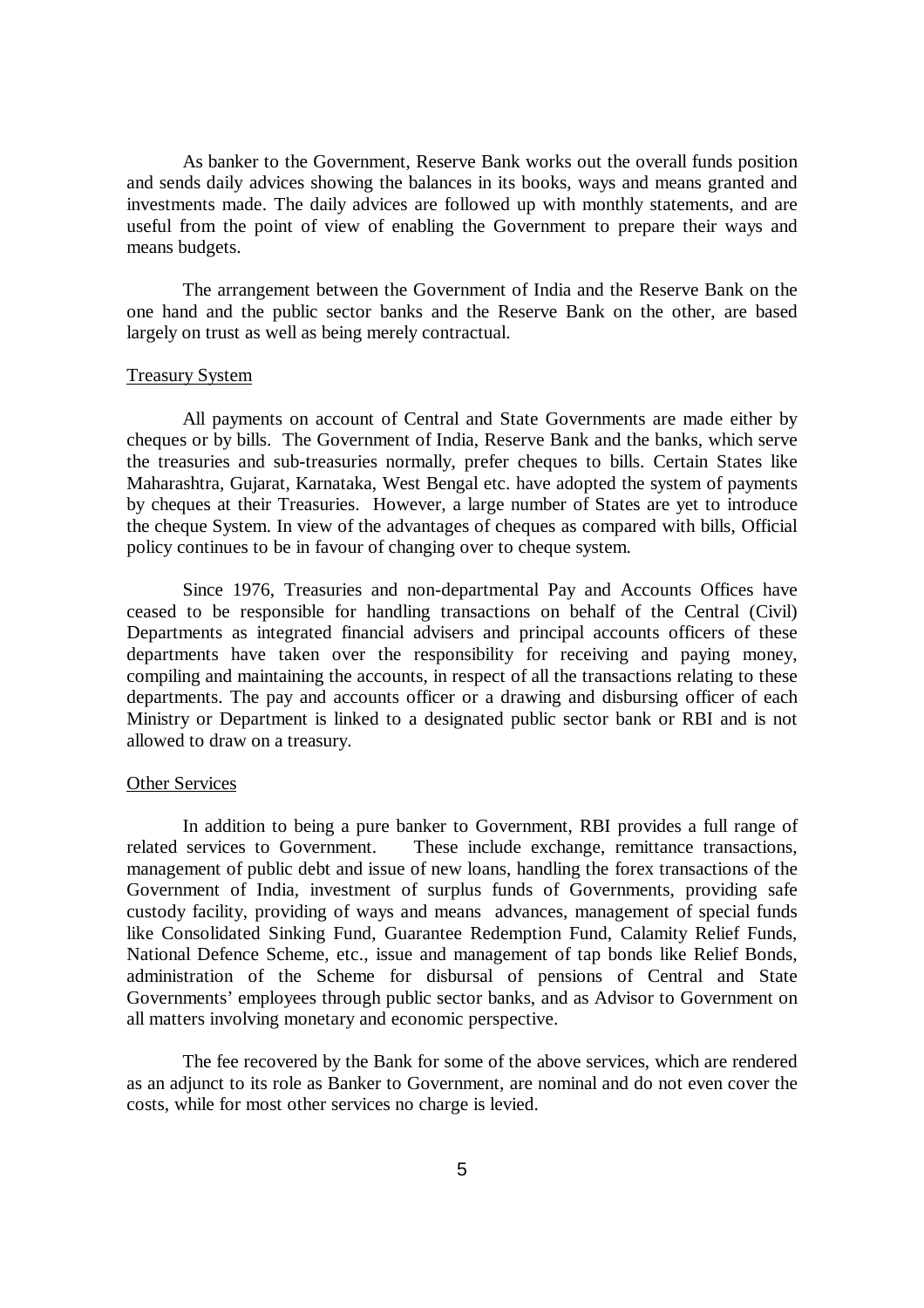As banker to the Government, Reserve Bank works out the overall funds position and sends daily advices showing the balances in its books, ways and means granted and investments made. The daily advices are followed up with monthly statements, and are useful from the point of view of enabling the Government to prepare their ways and means budgets.

The arrangement between the Government of India and the Reserve Bank on the one hand and the public sector banks and the Reserve Bank on the other, are based largely on trust as well as being merely contractual.

## Treasury System

All payments on account of Central and State Governments are made either by cheques or by bills. The Government of India, Reserve Bank and the banks, which serve the treasuries and sub-treasuries normally, prefer cheques to bills. Certain States like Maharashtra, Gujarat, Karnataka, West Bengal etc. have adopted the system of payments by cheques at their Treasuries. However, a large number of States are yet to introduce the cheque System. In view of the advantages of cheques as compared with bills, Official policy continues to be in favour of changing over to cheque system.

Since 1976, Treasuries and non-departmental Pay and Accounts Offices have ceased to be responsible for handling transactions on behalf of the Central (Civil) Departments as integrated financial advisers and principal accounts officers of these departments have taken over the responsibility for receiving and paying money, compiling and maintaining the accounts, in respect of all the transactions relating to these departments. The pay and accounts officer or a drawing and disbursing officer of each Ministry or Department is linked to a designated public sector bank or RBI and is not allowed to draw on a treasury.

## Other Services

In addition to being a pure banker to Government, RBI provides a full range of related services to Government. These include exchange, remittance transactions, management of public debt and issue of new loans, handling the forex transactions of the Government of India, investment of surplus funds of Governments, providing safe custody facility, providing of ways and means advances, management of special funds like Consolidated Sinking Fund, Guarantee Redemption Fund, Calamity Relief Funds, National Defence Scheme, etc., issue and management of tap bonds like Relief Bonds, administration of the Scheme for disbursal of pensions of Central and State Governments' employees through public sector banks, and as Advisor to Government on all matters involving monetary and economic perspective.

The fee recovered by the Bank for some of the above services, which are rendered as an adjunct to its role as Banker to Government, are nominal and do not even cover the costs, while for most other services no charge is levied.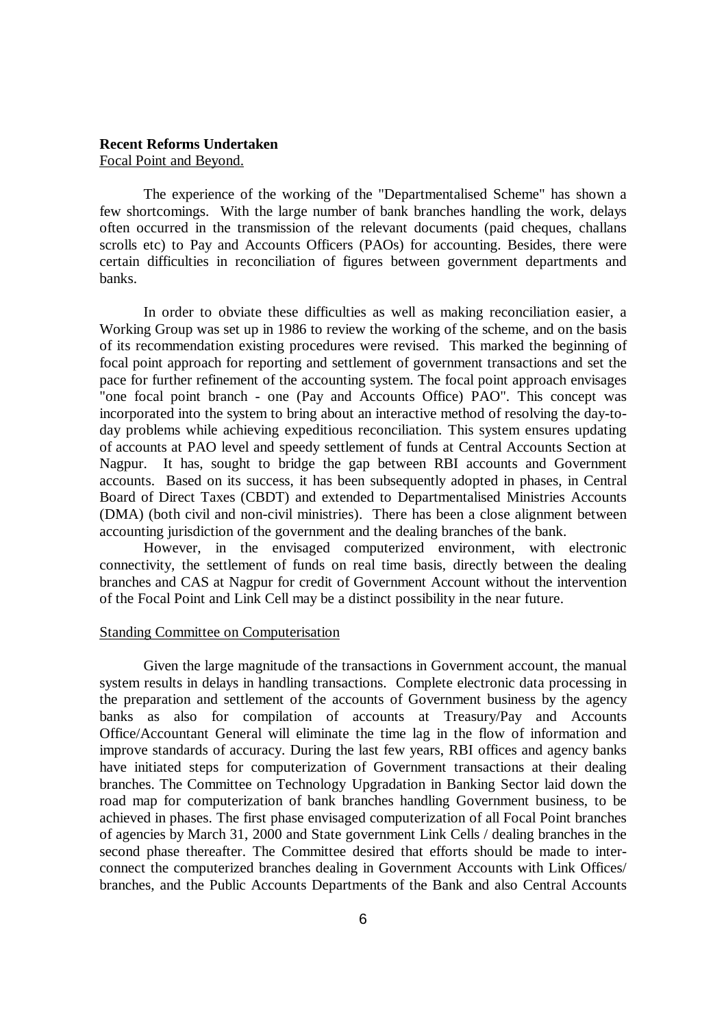**Recent Reforms Undertaken**

Focal Point and Beyond.

The experience of the working of the "Departmentalised Scheme" has shown a few shortcomings. With the large number of bank branches handling the work, delays often occurred in the transmission of the relevant documents (paid cheques, challans scrolls etc) to Pay and Accounts Officers (PAOs) for accounting. Besides, there were certain difficulties in reconciliation of figures between government departments and banks.

In order to obviate these difficulties as well as making reconciliation easier, a Working Group was set up in 1986 to review the working of the scheme, and on the basis of its recommendation existing procedures were revised. This marked the beginning of focal point approach for reporting and settlement of government transactions and set the pace for further refinement of the accounting system. The focal point approach envisages "one focal point branch - one (Pay and Accounts Office) PAO". This concept was incorporated into the system to bring about an interactive method of resolving the day-to-day problems while achieving expeditious reconciliation. This system ensures updating of accounts at PAO level and speedy settlement of funds at Central Accounts Section at Nagpur. It has, sought to bridge the gap between RBI accounts and Government accounts. Based on its success, it has been subsequently adopted in phases, in Central Board of Direct Taxes (CBDT) and extended to Departmentalised Ministries Accounts (DMA) (both civil and non-civil ministries). There has been a close alignment between accounting jurisdiction of the government and the dealing branches of the bank.

However, in the envisaged computerized environment, with electronic connectivity, the settlement of funds on real time basis, directly between the dealing branches and CAS at Nagpur for credit of Government Account without the intervention of the Focal Point and Link Cell may be a distinct possibility in the near future.

Standing Committee on Computerisation

Given the large magnitude of the transactions in Government account, the manual system results in delays in handling transactions. Complete electronic data processing in the preparation and settlement of the accounts of Government business by the agency banks as also for compilation of accounts at Treasury/Pay and Accounts Office/Accountant General will eliminate the time lag in the flow of information and improve standards of accuracy. During the last few years, RBI offices and agency banks have initiated steps for computerization of Government transactions at their dealing branches. The Committee on Technology Upgradation in Banking Sector laid down the road map for computerization of bank branches handling Government business, to be achieved in phases. The first phase envisaged computerization of all Focal Point branches of agencies by March 31, 2000 and State government Link Cells / dealing branches in the second phase thereafter. The Committee desired that efforts should be made to inter-connect the computerized branches dealing in Government Accounts with Link Offices/ branches, and the Public Accounts Departments of the Bank and also Central Accounts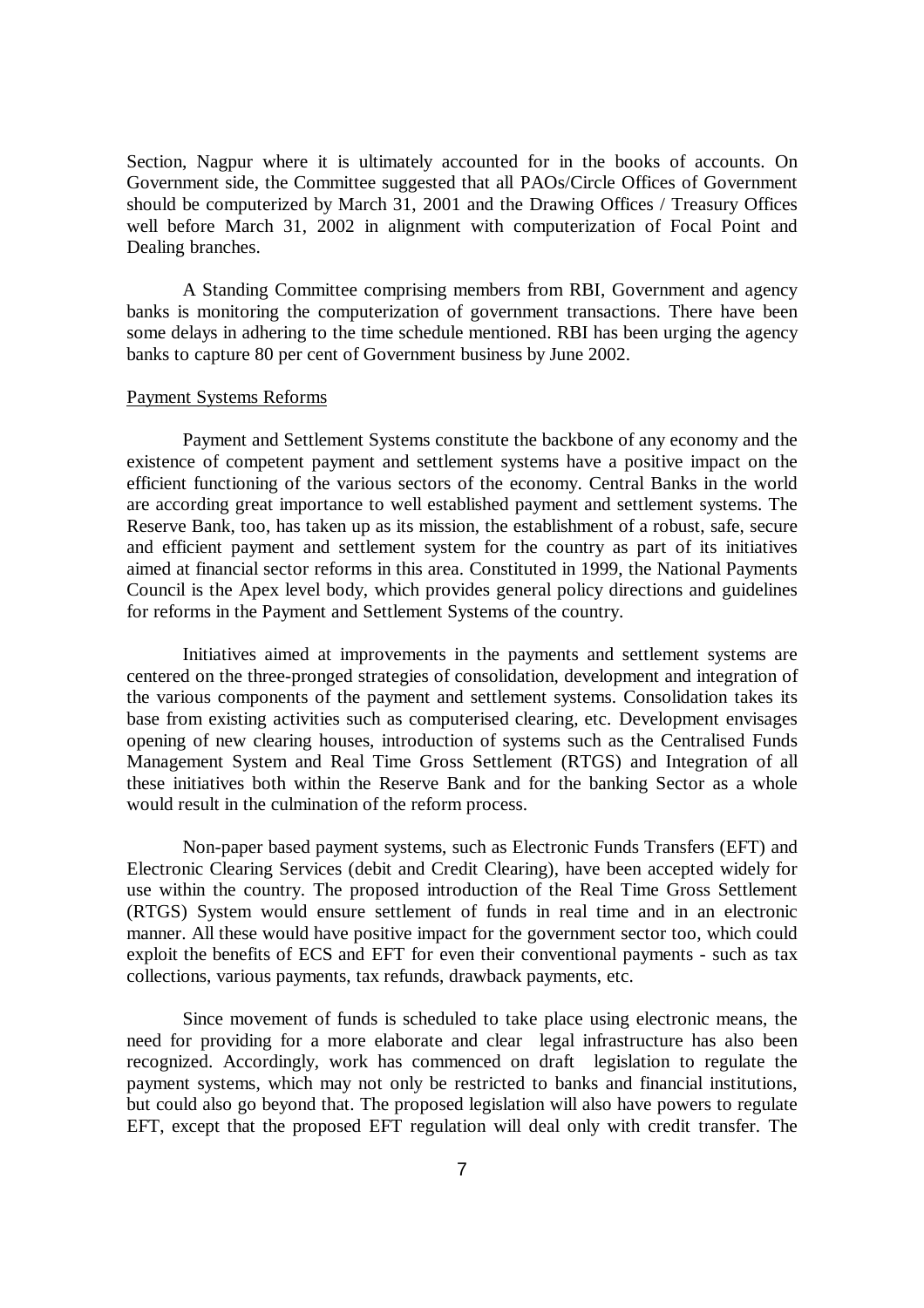Section, Nagpur where it is ultimately accounted for in the books of accounts. On Government side, the Committee suggested that all PAOs/Circle Offices of Government should be computerized by March 31, 2001 and the Drawing Offices / Treasury Offices well before March 31, 2002 in alignment with computerization of Focal Point and Dealing branches.

A Standing Committee comprising members from RBI, Government and agency banks is monitoring the computerization of government transactions. There have been some delays in adhering to the time schedule mentioned. RBI has been urging the agency banks to capture 80 per cent of Government business by June 2002.

Payment Systems Reforms

Payment and Settlement Systems constitute the backbone of any economy and the existence of competent payment and settlement systems have a positive impact on the efficient functioning of the various sectors of the economy. Central Banks in the world are according great importance to well established payment and settlement systems. The Reserve Bank, too, has taken up as its mission, the establishment of a robust, safe, secure and efficient payment and settlement system for the country as part of its initiatives aimed at financial sector reforms in this area. Constituted in 1999, the National Payments Council is the Apex level body, which provides general policy directions and guidelines for reforms in the Payment and Settlement Systems of the country.

Initiatives aimed at improvements in the payments and settlement systems are centered on the three-pronged strategies of consolidation, development and integration of the various components of the payment and settlement systems. Consolidation takes its base from existing activities such as computerised clearing, etc. Development envisages opening of new clearing houses, introduction of systems such as the Centralised Funds Management System and Real Time Gross Settlement (RTGS) and Integration of all these initiatives both within the Reserve Bank and for the banking Sector as a whole would result in the culmination of the reform process.

Non-paper based payment systems, such as Electronic Funds Transfers (EFT) and Electronic Clearing Services (debit and Credit Clearing), have been accepted widely for use within the country. The proposed introduction of the Real Time Gross Settlement (RTGS) System would ensure settlement of funds in real time and in an electronic manner. All these would have positive impact for the government sector too, which could exploit the benefits of ECS and EFT for even their conventional payments - such as tax collections, various payments, tax refunds, drawback payments, etc.

Since movement of funds is scheduled to take place using electronic means, the need for providing for a more elaborate and clear legal infrastructure has also been recognized. Accordingly, work has commenced on draft legislation to regulate the payment systems, which may not only be restricted to banks and financial institutions, but could also go beyond that. The proposed legislation will also have powers to regulate EFT, except that the proposed EFT regulation will deal only with credit transfer. The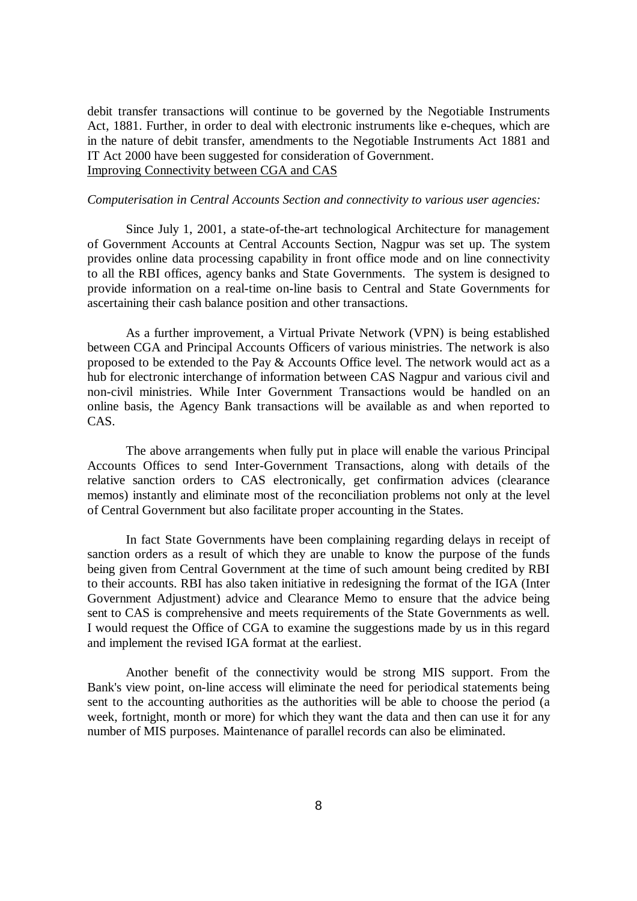debit transfer transactions will continue to be governed by the Negotiable Instruments Act, 1881. Further, in order to deal with electronic instruments like e-cheques, which are in the nature of debit transfer, amendments to the Negotiable Instruments Act 1881 and IT Act 2000 have been suggested for consideration of Government.

Improving Connectivity between CGA and CAS

*Computerisation in Central Accounts Section and connectivity to various user agencies:*

Since July 1, 2001, a state-of-the-art technological Architecture for management of Government Accounts at Central Accounts Section, Nagpur was set up. The system provides online data processing capability in front office mode and on line connectivity to all the RBI offices, agency banks and State Governments. The system is designed to provide information on a real-time on-line basis to Central and State Governments for ascertaining their cash balance position and other transactions.

As a further improvement, a Virtual Private Network (VPN) is being established between CGA and Principal Accounts Officers of various ministries. The network is also proposed to be extended to the Pay & Accounts Office level. The network would act as a hub for electronic interchange of information between CAS Nagpur and various civil and non-civil ministries. While Inter Government Transactions would be handled on an online basis, the Agency Bank transactions will be available as and when reported to CAS.

The above arrangements when fully put in place will enable the various Principal Accounts Offices to send Inter-Government Transactions, along with details of the relative sanction orders to CAS electronically, get confirmation advices (clearance memos) instantly and eliminate most of the reconciliation problems not only at the level of Central Government but also facilitate proper accounting in the States.

In fact State Governments have been complaining regarding delays in receipt of sanction orders as a result of which they are unable to know the purpose of the funds being given from Central Government at the time of such amount being credited by RBI to their accounts. RBI has also taken initiative in redesigning the format of the IGA (Inter Government Adjustment) advice and Clearance Memo to ensure that the advice being sent to CAS is comprehensive and meets requirements of the State Governments as well. I would request the Office of CGA to examine the suggestions made by us in this regard and implement the revised IGA format at the earliest.

Another benefit of the connectivity would be strong MIS support. From the Bank's view point, on-line access will eliminate the need for periodical statements being sent to the accounting authorities as the authorities will be able to choose the period (a week, fortnight, month or more) for which they want the data and then can use it for any number of MIS purposes. Maintenance of parallel records can also be eliminated.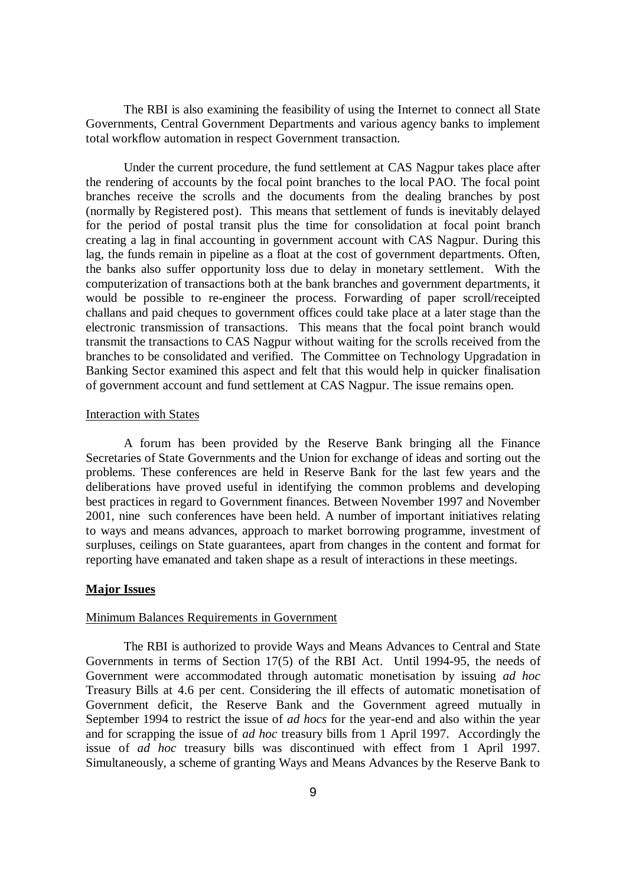The RBI is also examining the feasibility of using the Internet to connect all State Governments, Central Government Departments and various agency banks to implement total workflow automation in respect Government transaction.

Under the current procedure, the fund settlement at CAS Nagpur takes place after the rendering of accounts by the focal point branches to the local PAO. The focal point branches receive the scrolls and the documents from the dealing branches by post (normally by Registered post). This means that settlement of funds is inevitably delayed for the period of postal transit plus the time for consolidation at focal point branch creating a lag in final accounting in government account with CAS Nagpur. During this lag, the funds remain in pipeline as a float at the cost of government departments. Often, the banks also suffer opportunity loss due to delay in monetary settlement. With the computerization of transactions both at the bank branches and government departments, it would be possible to re-engineer the process. Forwarding of paper scroll/receipted challans and paid cheques to government offices could take place at a later stage than the electronic transmission of transactions. This means that the focal point branch would transmit the transactions to CAS Nagpur without waiting for the scrolls received from the branches to be consolidated and verified. The Committee on Technology Upgradation in Banking Sector examined this aspect and felt that this would help in quicker finalisation of government account and fund settlement at CAS Nagpur. The issue remains open.

<u>Interaction with States</u>

A forum has been provided by the Reserve Bank bringing all the Finance Secretaries of State Governments and the Union for exchange of ideas and sorting out the problems. These conferences are held in Reserve Bank for the last few years and the deliberations have proved useful in identifying the common problems and developing best practices in regard to Government finances. Between November 1997 and November 2001, nine such conferences have been held. A number of important initiatives relating to ways and means advances, approach to market borrowing programme, investment of surpluses, ceilings on State guarantees, apart from changes in the content and format for reporting have emanated and taken shape as a result of interactions in these meetings.

## Major Issues

<u>Minimum Balances Requirements in Government</u>

The RBI is authorized to provide Ways and Means Advances to Central and State Governments in terms of Section 17(5) of the RBI Act. Until 1994-95, the needs of Government were accommodated through automatic monetisation by issuing *ad hoc* Treasury Bills at 4.6 per cent. Considering the ill effects of automatic monetisation of Government deficit, the Reserve Bank and the Government agreed mutually in September 1994 to restrict the issue of *ad hocs* for the year-end and also within the year and for scrapping the issue of *ad hoc* treasury bills from 1 April 1997. Accordingly the issue of *ad hoc* treasury bills was discontinued with effect from 1 April 1997. Simultaneously, a scheme of granting Ways and Means Advances by the Reserve Bank to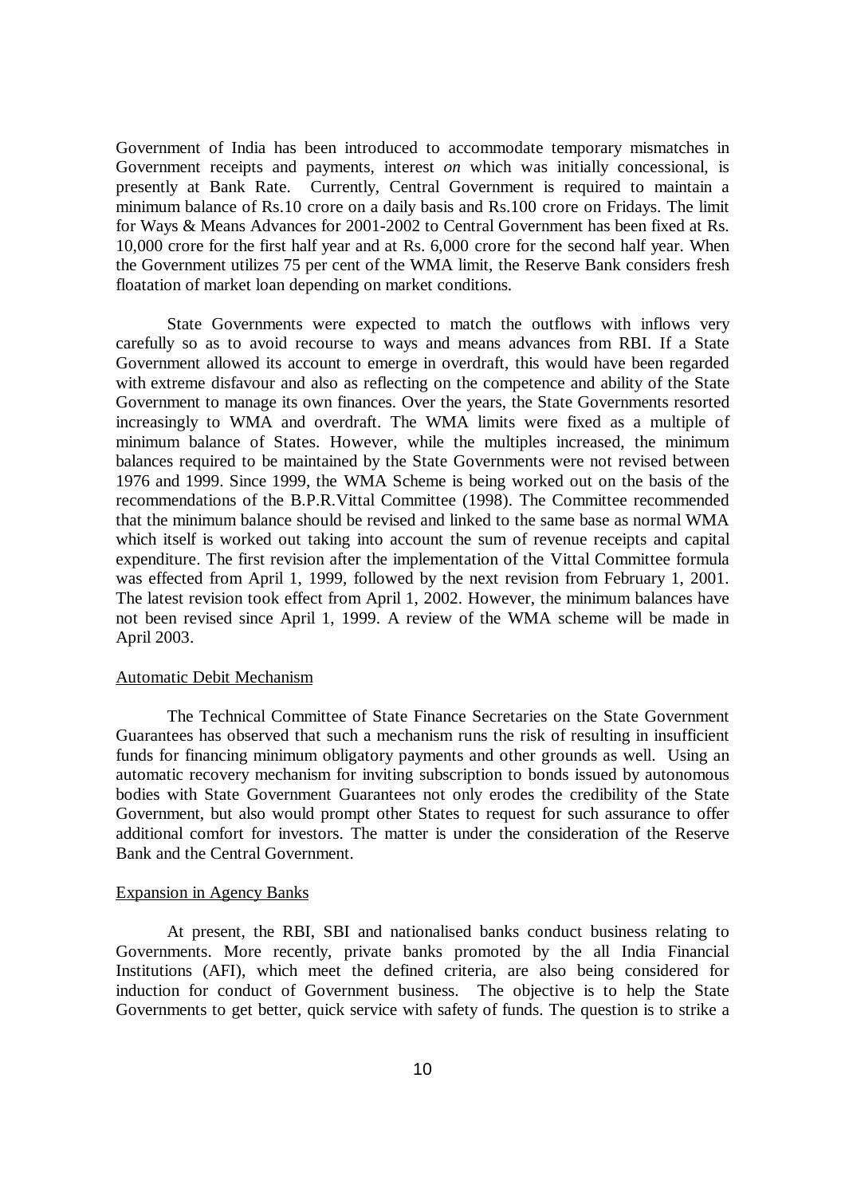Government of India has been introduced to accommodate temporary mismatches in Government receipts and payments, interest *on* which was initially concessional, is presently at Bank Rate. Currently, Central Government is required to maintain a minimum balance of Rs.10 crore on a daily basis and Rs.100 crore on Fridays. The limit for Ways & Means Advances for 2001-2002 to Central Government has been fixed at Rs. 10,000 crore for the first half year and at Rs. 6,000 crore for the second half year. When the Government utilizes 75 per cent of the WMA limit, the Reserve Bank considers fresh floatation of market loan depending on market conditions.

State Governments were expected to match the outflows with inflows very carefully so as to avoid recourse to ways and means advances from RBI. If a State Government allowed its account to emerge in overdraft, this would have been regarded with extreme disfavour and also as reflecting on the competence and ability of the State Government to manage its own finances. Over the years, the State Governments resorted increasingly to WMA and overdraft. The WMA limits were fixed as a multiple of minimum balance of States. However, while the multiples increased, the minimum balances required to be maintained by the State Governments were not revised between 1976 and 1999. Since 1999, the WMA Scheme is being worked out on the basis of the recommendations of the B.P.R.Vittal Committee (1998). The Committee recommended that the minimum balance should be revised and linked to the same base as normal WMA which itself is worked out taking into account the sum of revenue receipts and capital expenditure. The first revision after the implementation of the Vittal Committee formula was effected from April 1, 1999, followed by the next revision from February 1, 2001. The latest revision took effect from April 1, 2002. However, the minimum balances have not been revised since April 1, 1999. A review of the WMA scheme will be made in April 2003.

## Automatic Debit Mechanism

The Technical Committee of State Finance Secretaries on the State Government Guarantees has observed that such a mechanism runs the risk of resulting in insufficient funds for financing minimum obligatory payments and other grounds as well. Using an automatic recovery mechanism for inviting subscription to bonds issued by autonomous bodies with State Government Guarantees not only erodes the credibility of the State Government, but also would prompt other States to request for such assurance to offer additional comfort for investors. The matter is under the consideration of the Reserve Bank and the Central Government.

## Expansion in Agency Banks

At present, the RBI, SBI and nationalised banks conduct business relating to Governments. More recently, private banks promoted by the all India Financial Institutions (AFI), which meet the defined criteria, are also being considered for induction for conduct of Government business. The objective is to help the State Governments to get better, quick service with safety of funds. The question is to strike a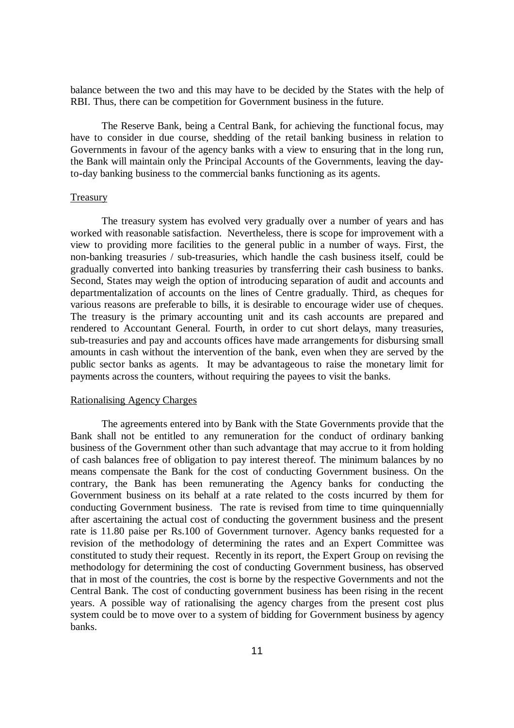balance between the two and this may have to be decided by the States with the help of RBI. Thus, there can be competition for Government business in the future.

The Reserve Bank, being a Central Bank, for achieving the functional focus, may have to consider in due course, shedding of the retail banking business in relation to Governments in favour of the agency banks with a view to ensuring that in the long run, the Bank will maintain only the Principal Accounts of the Governments, leaving the day-to-day banking business to the commercial banks functioning as its agents.

## Treasury

The treasury system has evolved very gradually over a number of years and has worked with reasonable satisfaction. Nevertheless, there is scope for improvement with a view to providing more facilities to the general public in a number of ways. First, the non-banking treasuries / sub-treasuries, which handle the cash business itself, could be gradually converted into banking treasuries by transferring their cash business to banks. Second, States may weigh the option of introducing separation of audit and accounts and departmentalization of accounts on the lines of Centre gradually. Third, as cheques for various reasons are preferable to bills, it is desirable to encourage wider use of cheques. The treasury is the primary accounting unit and its cash accounts are prepared and rendered to Accountant General. Fourth, in order to cut short delays, many treasuries, sub-treasuries and pay and accounts offices have made arrangements for disbursing small amounts in cash without the intervention of the bank, even when they are served by the public sector banks as agents. It may be advantageous to raise the monetary limit for payments across the counters, without requiring the payees to visit the banks.

## Rationalising Agency Charges

The agreements entered into by Bank with the State Governments provide that the Bank shall not be entitled to any remuneration for the conduct of ordinary banking business of the Government other than such advantage that may accrue to it from holding of cash balances free of obligation to pay interest thereof. The minimum balances by no means compensate the Bank for the cost of conducting Government business. On the contrary, the Bank has been remunerating the Agency banks for conducting the Government business on its behalf at a rate related to the costs incurred by them for conducting Government business. The rate is revised from time to time quinquennially after ascertaining the actual cost of conducting the government business and the present rate is 11.80 paise per Rs.100 of Government turnover. Agency banks requested for a revision of the methodology of determining the rates and an Expert Committee was constituted to study their request. Recently in its report, the Expert Group on revising the methodology for determining the cost of conducting Government business, has observed that in most of the countries, the cost is borne by the respective Governments and not the Central Bank. The cost of conducting government business has been rising in the recent years. A possible way of rationalising the agency charges from the present cost plus system could be to move over to a system of bidding for Government business by agency banks.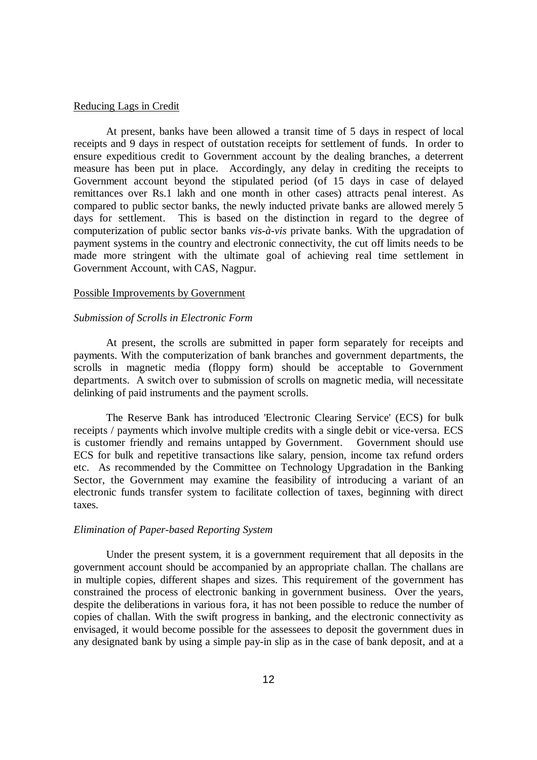## Reducing Lags in Credit

At present, banks have been allowed a transit time of 5 days in respect of local receipts and 9 days in respect of outstation receipts for settlement of funds. In order to ensure expeditious credit to Government account by the dealing branches, a deterrent measure has been put in place. Accordingly, any delay in crediting the receipts to Government account beyond the stipulated period (of 15 days in case of delayed remittances over Rs.1 lakh and one month in other cases) attracts penal interest. As compared to public sector banks, the newly inducted private banks are allowed merely 5 days for settlement. This is based on the distinction in regard to the degree of computerization of public sector banks *vis-à-vis* private banks. With the upgradation of payment systems in the country and electronic connectivity, the cut off limits needs to be made more stringent with the ultimate goal of achieving real time settlement in Government Account, with CAS, Nagpur.

## Possible Improvements by Government

### *Submission of Scrolls in Electronic Form*

At present, the scrolls are submitted in paper form separately for receipts and payments. With the computerization of bank branches and government departments, the scrolls in magnetic media (floppy form) should be acceptable to Government departments. A switch over to submission of scrolls on magnetic media, will necessitate delinking of paid instruments and the payment scrolls.

The Reserve Bank has introduced 'Electronic Clearing Service' (ECS) for bulk receipts / payments which involve multiple credits with a single debit or vice-versa. ECS is customer friendly and remains untapped by Government. Government should use ECS for bulk and repetitive transactions like salary, pension, income tax refund orders etc. As recommended by the Committee on Technology Upgradation in the Banking Sector, the Government may examine the feasibility of introducing a variant of an electronic funds transfer system to facilitate collection of taxes, beginning with direct taxes.

### *Elimination of Paper-based Reporting System*

Under the present system, it is a government requirement that all deposits in the government account should be accompanied by an appropriate challan. The challans are in multiple copies, different shapes and sizes. This requirement of the government has constrained the process of electronic banking in government business. Over the years, despite the deliberations in various fora, it has not been possible to reduce the number of copies of challan. With the swift progress in banking, and the electronic connectivity as envisaged, it would become possible for the assessees to deposit the government dues in any designated bank by using a simple pay-in slip as in the case of bank deposit, and at a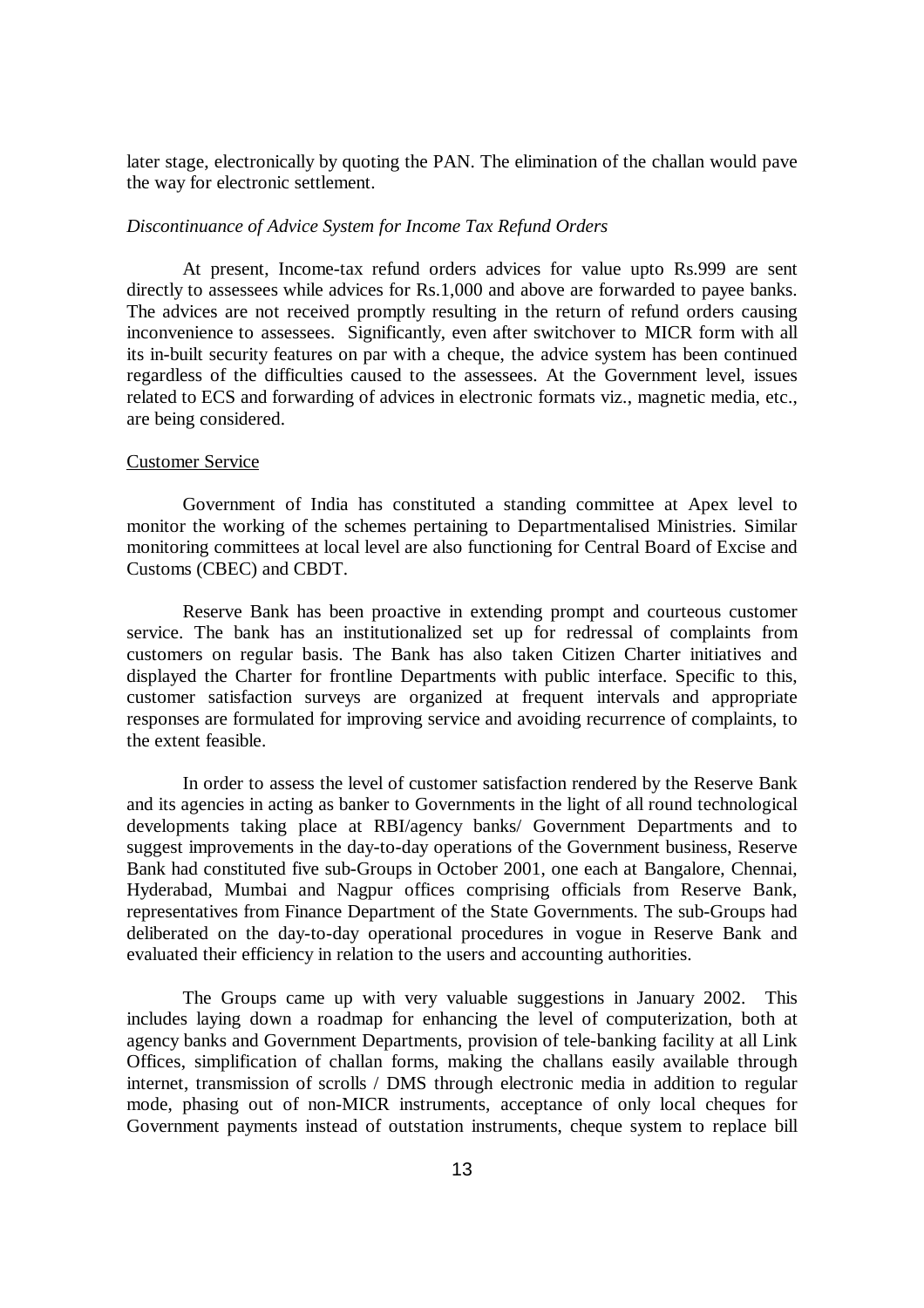later stage, electronically by quoting the PAN. The elimination of the challan would pave the way for electronic settlement.

*Discontinuance of Advice System for Income Tax Refund Orders*

At present, Income-tax refund orders advices for value upto Rs.999 are sent directly to assessees while advices for Rs.1,000 and above are forwarded to payee banks. The advices are not received promptly resulting in the return of refund orders causing inconvenience to assessees. Significantly, even after switchover to MICR form with all its in-built security features on par with a cheque, the advice system has been continued regardless of the difficulties caused to the assessees. At the Government level, issues related to ECS and forwarding of advices in electronic formats viz., magnetic media, etc., are being considered.

<u>Customer Service</u>

Government of India has constituted a standing committee at Apex level to monitor the working of the schemes pertaining to Departmentalised Ministries. Similar monitoring committees at local level are also functioning for Central Board of Excise and Customs (CBEC) and CBDT.

Reserve Bank has been proactive in extending prompt and courteous customer service. The bank has an institutionalized set up for redressal of complaints from customers on regular basis. The Bank has also taken Citizen Charter initiatives and displayed the Charter for frontline Departments with public interface. Specific to this, customer satisfaction surveys are organized at frequent intervals and appropriate responses are formulated for improving service and avoiding recurrence of complaints, to the extent feasible.

In order to assess the level of customer satisfaction rendered by the Reserve Bank and its agencies in acting as banker to Governments in the light of all round technological developments taking place at RBI/agency banks/ Government Departments and to suggest improvements in the day-to-day operations of the Government business, Reserve Bank had constituted five sub-Groups in October 2001, one each at Bangalore, Chennai, Hyderabad, Mumbai and Nagpur offices comprising officials from Reserve Bank, representatives from Finance Department of the State Governments. The sub-Groups had deliberated on the day-to-day operational procedures in vogue in Reserve Bank and evaluated their efficiency in relation to the users and accounting authorities.

The Groups came up with very valuable suggestions in January 2002. This includes laying down a roadmap for enhancing the level of computerization, both at agency banks and Government Departments, provision of tele-banking facility at all Link Offices, simplification of challan forms, making the challans easily available through internet, transmission of scrolls / DMS through electronic media in addition to regular mode, phasing out of non-MICR instruments, acceptance of only local cheques for Government payments instead of outstation instruments, cheque system to replace bill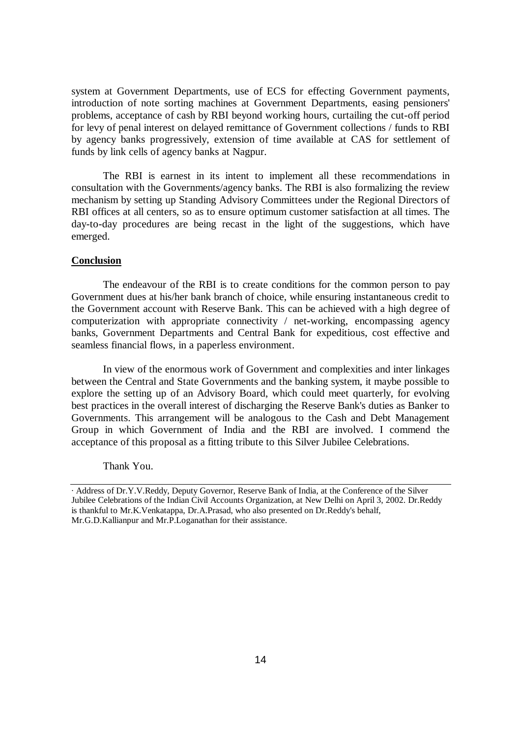system at Government Departments, use of ECS for effecting Government payments, introduction of note sorting machines at Government Departments, easing pensioners' problems, acceptance of cash by RBI beyond working hours, curtailing the cut-off period for levy of penal interest on delayed remittance of Government collections / funds to RBI by agency banks progressively, extension of time available at CAS for settlement of funds by link cells of agency banks at Nagpur.

The RBI is earnest in its intent to implement all these recommendations in consultation with the Governments/agency banks. The RBI is also formalizing the review mechanism by setting up Standing Advisory Committees under the Regional Directors of RBI offices at all centers, so as to ensure optimum customer satisfaction at all times. The day-to-day procedures are being recast in the light of the suggestions, which have emerged.

**Conclusion**

The endeavour of the RBI is to create conditions for the common person to pay Government dues at his/her bank branch of choice, while ensuring instantaneous credit to the Government account with Reserve Bank. This can be achieved with a high degree of computerization with appropriate connectivity / net-working, encompassing agency banks, Government Departments and Central Bank for expeditious, cost effective and seamless financial flows, in a paperless environment.

In view of the enormous work of Government and complexities and inter linkages between the Central and State Governments and the banking system, it maybe possible to explore the setting up of an Advisory Board, which could meet quarterly, for evolving best practices in the overall interest of discharging the Reserve Bank's duties as Banker to Governments. This arrangement will be analogous to the Cash and Debt Management Group in which Government of India and the RBI are involved. I commend the acceptance of this proposal as a fitting tribute to this Silver Jubilee Celebrations.

Thank You.

---

· Address of Dr.Y.V.Reddy, Deputy Governor, Reserve Bank of India, at the Conference of the Silver Jubilee Celebrations of the Indian Civil Accounts Organization, at New Delhi on April 3, 2002. Dr.Reddy is thankful to Mr.K.Venkatappa, Dr.A.Prasad, who also presented on Dr.Reddy's behalf, Mr.G.D.Kallianpur and Mr.P.Loganathan for their assistance.